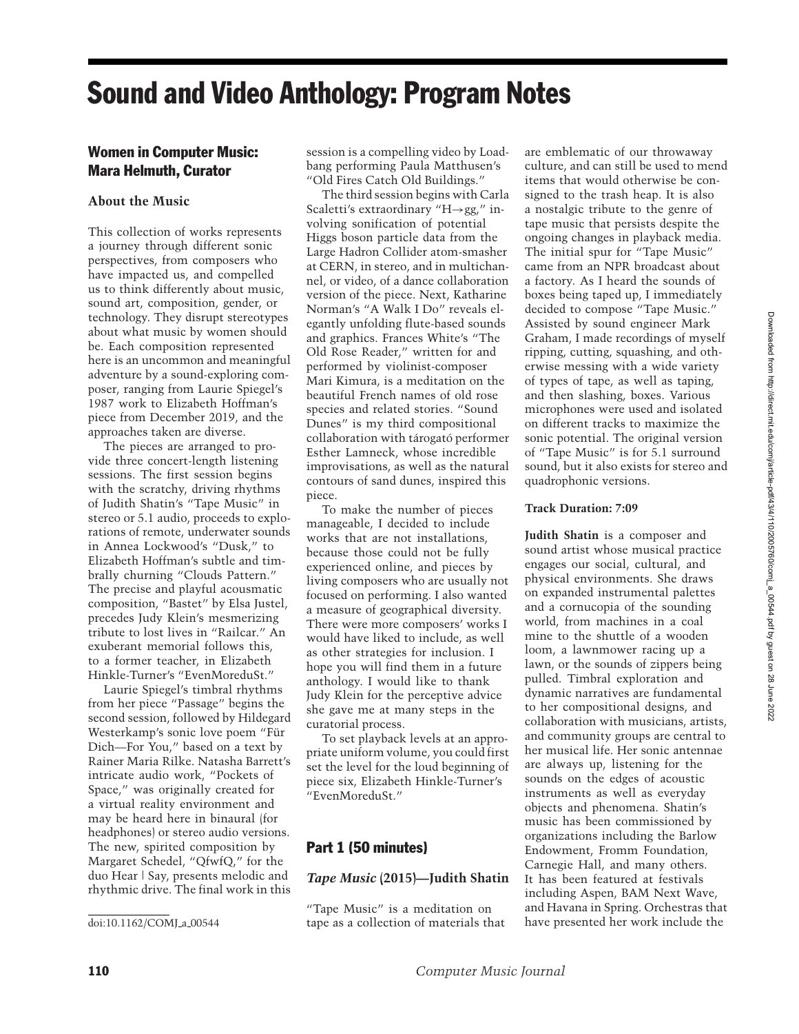# Sound and Video Anthology: Program Notes

## Women in Computer Music: Mara Helmuth, Curator

### About the Music

This collection of works represents a journey through different sonic perspectives, from composers who have impacted us, and compelled us to think differently about music, sound art, composition, gender, or technology. They disrupt stereotypes about what music by women should be. Each composition represented here is an uncommon and meaningful adventure by a sound-exploring composer, ranging from Laurie Spiegel's 1987 work to Elizabeth Hoffman's piece from December 2019, and the approaches taken are diverse.

The pieces are arranged to provide three concert-length listening sessions. The first session begins with the scratchy, driving rhythms of Judith Shatin's "Tape Music" in stereo or 5.1 audio, proceeds to explorations of remote, underwater sounds in Annea Lockwood's "Dusk," to Elizabeth Hoffman's subtle and timbrally churning "Clouds Pattern." The precise and playful acousmatic composition, "Bastet" by Elsa Justel, precedes Judy Klein's mesmerizing tribute to lost lives in "Railcar." An exuberant memorial follows this, to a former teacher, in Elizabeth Hinkle-Turner's "EvenMoreduSt."

Laurie Spiegel's timbral rhythms from her piece "Passage" begins the second session, followed by Hildegard Westerkamp's sonic love poem "Für Dich—For You," based on a text by Rainer Maria Rilke. Natasha Barrett's intricate audio work, "Pockets of Space," was originally created for a virtual reality environment and may be heard here in binaural (for headphones) or stereo audio versions. The new, spirited composition by Margaret Schedel, "QfwfQ," for the duo Hear | Say, presents melodic and rhythmic drive. The final work in this session is a compelling video by Loadbang performing Paula Matthusen's "Old Fires Catch Old Buildings."

The third session begins with Carla Scaletti's extraordinary "H→gg," involving sonification of potential Higgs boson particle data from the Large Hadron Collider atom-smasher at CERN, in stereo, and in multichannel, or video, of a dance collaboration version of the piece. Next, Katharine Norman's "A Walk I Do" reveals elegantly unfolding flute-based sounds and graphics. Frances White's "The Old Rose Reader," written for and performed by violinist-composer Mari Kimura, is a meditation on the beautiful French names of old rose species and related stories. "Sound Dunes" is my third compositional collaboration with tárogató performer Esther Lamneck, whose incredible improvisations, as well as the natural contours of sand dunes, inspired this piece.

To make the number of pieces manageable, I decided to include works that are not installations, because those could not be fully experienced online, and pieces by living composers who are usually not focused on performing. I also wanted a measure of geographical diversity. There were more composers' works I would have liked to include, as well as other strategies for inclusion. I hope you will find them in a future anthology. I would like to thank Judy Klein for the perceptive advice she gave me at many steps in the curatorial process.

To set playback levels at an appropriate uniform volume, you could first set the level for the loud beginning of piece six, Elizabeth Hinkle-Turner's "EvenMoreduSt."

## Part 1 (50 minutes)

### *Tape Music* (2015)—Judith Shatin

"Tape Music" is a meditation on tape as a collection of materials that are emblematic of our throwaway culture, and can still be used to mend items that would otherwise be consigned to the trash heap. It is also a nostalgic tribute to the genre of tape music that persists despite the ongoing changes in playback media. The initial spur for "Tape Music" came from an NPR broadcast about a factory. As I heard the sounds of boxes being taped up, I immediately decided to compose "Tape Music." Assisted by sound engineer Mark Graham, I made recordings of myself ripping, cutting, squashing, and otherwise messing with a wide variety of types of tape, as well as taping, and then slashing, boxes. Various microphones were used and isolated on different tracks to maximize the sonic potential. The original version of "Tape Music" is for 5.1 surround sound, but it also exists for stereo and quadrophonic versions.

**Track Duration: 7:09**

**Judith Shatin** is a composer and sound artist whose musical practice engages our social, cultural, and physical environments. She draws on expanded instrumental palettes and a cornucopia of the sounding world, from machines in a coal mine to the shuttle of a wooden loom, a lawnmower racing up a lawn, or the sounds of zippers being pulled. Timbral exploration and dynamic narratives are fundamental to her compositional designs, and collaboration with musicians, artists, and community groups are central to her musical life. Her sonic antennae are always up, listening for the sounds on the edges of acoustic instruments as well as everyday objects and phenomena. Shatin's music has been commissioned by organizations including the Barlow Endowment, Fromm Foundation, Carnegie Hall, and many others. It has been featured at festivals including Aspen, BAM Next Wave, and Havana in Spring. Orchestras that have presented her work include the

doi:10.1162/COMJ_a_00544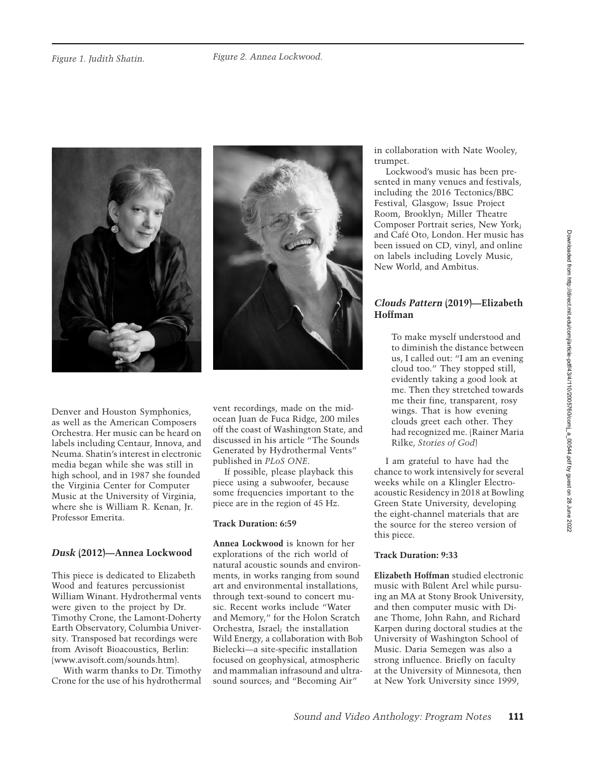*Figure 1. Judith Shatin.*

*Figure 2. Annea Lockwood.*

Denver and Houston Symphonies, as well as the American Composers Orchestra. Her music can be heard on labels including Centaur, Innova, and Neuma. Shatin's interest in electronic media began while she was still in high school, and in 1987 she founded the Virginia Center for Computer Music at the University of Virginia, where she is William R. Kenan, Jr. Professor Emerita.

### *Dusk* (2012)—Annea Lockwood

This piece is dedicated to Elizabeth Wood and features percussionist William Winant. Hydrothermal vents were given to the project by Dr. Timothy Crone, the Lamont-Doherty Earth Observatory, Columbia University. Transposed bat recordings were from Avisoft Bioacoustics, Berlin: (www.avisoft.com/sounds.htm).

With warm thanks to Dr. Timothy Crone for the use of his hydrothermal vent recordings, made on the mid-ocean Juan de Fuca Ridge, 200 miles off the coast of Washington State, and discussed in his article "The Sounds Generated by Hydrothermal Vents" published in *PLoS ONE*.

If possible, please playback this piece using a subwoofer, because some frequencies important to the piece are in the region of 45 Hz.

**Track Duration: 6:59**

**Annea Lockwood** is known for her explorations of the rich world of natural acoustic sounds and environments, in works ranging from sound art and environmental installations, through text-sound to concert music. Recent works include "Water and Memory," for the Holon Scratch Orchestra, Israel; the installation Wild Energy, a collaboration with Bob Bielecki—a site-specific installation focused on geophysical, atmospheric and mammalian infrasound and ultrasound sources; and "Becoming Air" in collaboration with Nate Wooley, trumpet.

Lockwood's music has been presented in many venues and festivals, including the 2016 Tectonics/BBC Festival, Glasgow; Issue Project Room, Brooklyn; Miller Theatre Composer Portrait series, New York; and Café Oto, London. Her music has been issued on CD, vinyl, and online on labels including Lovely Music, New World, and Ambitus.

### *Clouds Pattern* (2019)—Elizabeth Hoffman

> To make myself understood and to diminish the distance between us, I called out: "I am an evening cloud too." They stopped still, evidently taking a good look at me. Then they stretched towards me their fine, transparent, rosy wings. That is how evening clouds greet each other. They had recognized me. (Rainer Maria Rilke, *Stories of God*)

I am grateful to have had the chance to work intensively for several weeks while on a Klingler Electroacoustic Residency in 2018 at Bowling Green State University, developing the eight-channel materials that are the source for the stereo version of this piece.

**Track Duration: 9:33**

**Elizabeth Hoffman** studied electronic music with Bülent Arel while pursuing an MA at Stony Brook University, and then computer music with Diane Thome, John Rahn, and Richard Karpen during doctoral studies at the University of Washington School of Music. Daria Semegen was also a strong influence. Briefly on faculty at the University of Minnesota, then at New York University since 1999,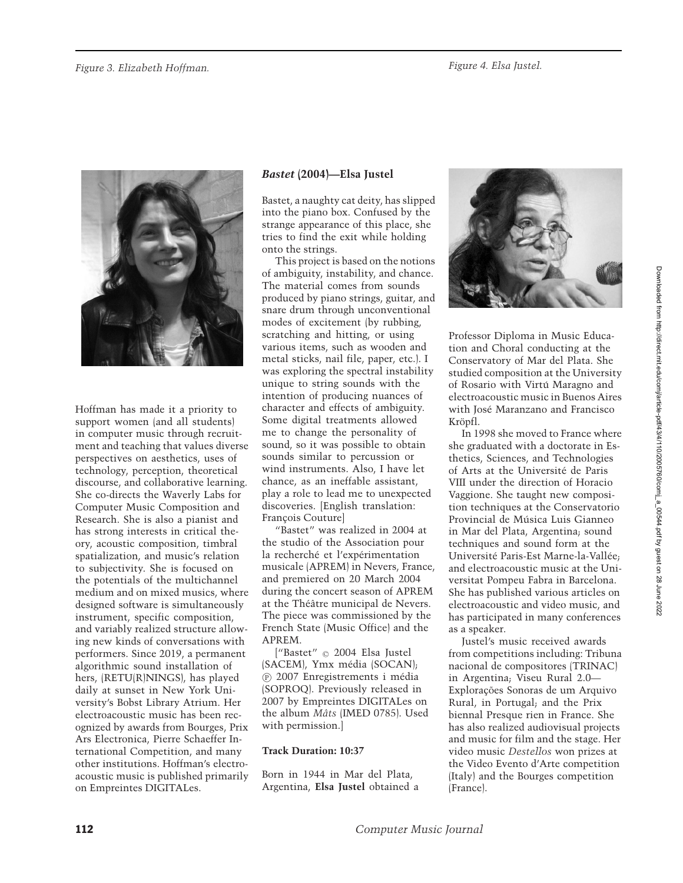Figure 3. Elizabeth Hoffman.

Hoffman has made it a priority to support women (and all students) in computer music through recruitment and teaching that values diverse perspectives on aesthetics, uses of technology, perception, theoretical discourse, and collaborative learning. She co-directs the Waverly Labs for Computer Music Composition and Research. She is also a pianist and has strong interests in critical theory, acoustic composition, timbral spatialization, and music's relation to subjectivity. She is focused on the potentials of the multichannel medium and on mixed musics, where designed software is simultaneously instrument, specific composition, and variably realized structure allowing new kinds of conversations with performers. Since 2019, a permanent algorithmic sound installation of hers, (RETU(R)NINGS), has played daily at sunset in New York University's Bobst Library Atrium. Her electroacoustic music has been recognized by awards from Bourges, Prix Ars Electronica, Pierre Schaeffer International Competition, and many other institutions. Hoffman's electroacoustic music is published primarily on Empreintes DIGITALes.

### *Bastet* (2004)—Elsa Justel

Bastet, a naughty cat deity, has slipped into the piano box. Confused by the strange appearance of this place, she tries to find the exit while holding onto the strings.

This project is based on the notions of ambiguity, instability, and chance. The material comes from sounds produced by piano strings, guitar, and snare drum through unconventional modes of excitement (by rubbing, scratching and hitting, or using various items, such as wooden and metal sticks, nail file, paper, etc.). I was exploring the spectral instability unique to string sounds with the intention of producing nuances of character and effects of ambiguity. Some digital treatments allowed me to change the personality of sound, so it was possible to obtain sounds similar to percussion or wind instruments. Also, I have let chance, as an ineffable assistant, play a role to lead me to unexpected discoveries. [English translation: François Couture]

"Bastet" was realized in 2004 at the studio of the Association pour la recherché et l'expérimentation musicale (APREM) in Nevers, France, and premiered on 20 March 2004 during the concert season of APREM at the Théâtre municipal de Nevers. The piece was commissioned by the French State (Music Office) and the APREM.

["Bastet" © 2004 Elsa Justel (SACEM), Ymx média (SOCAN); ℗ 2007 Enregistrements i média (SOPROQ). Previously released in 2007 by Empreintes DIGITALes on the album *Mâts* (IMED 0785). Used with permission.]

**Track Duration: 10:37**

Figure 4. Elsa Justel.

Born in 1944 in Mar del Plata, Argentina, **Elsa Justel** obtained a Professor Diploma in Music Education and Choral conducting at the Conservatory of Mar del Plata. She studied composition at the University of Rosario with Virtú Maragno and electroacoustic music in Buenos Aires with José Maranzano and Francisco Kröpfl.

In 1998 she moved to France where she graduated with a doctorate in Esthetics, Sciences, and Technologies of Arts at the Université de Paris VIII under the direction of Horacio Vaggione. She taught new composition techniques at the Conservatorio Provincial de Música Luis Gianneo in Mar del Plata, Argentina; sound techniques and sound form at the Université Paris-Est Marne-la-Vallée; and electroacoustic music at the Universitat Pompeu Fabra in Barcelona. She has published various articles on electroacoustic and video music, and has participated in many conferences as a speaker.

Justel's music received awards from competitions including: Tribuna nacional de compositores (TRINAC) in Argentina; Viseu Rural 2.0—Explorações Sonoras de um Arquivo Rural, in Portugal; and the Prix biennal Presque rien in France. She has also realized audiovisual projects and music for film and the stage. Her video music *Destellos* won prizes at the Video Evento d'Arte competition (Italy) and the Bourges competition (France).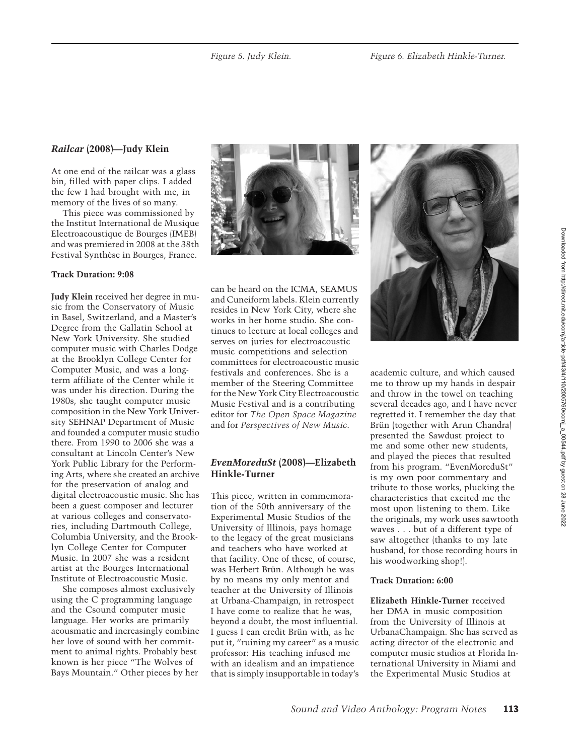Figure 5. Judy Klein.

Figure 6. Elizabeth Hinkle-Turner.

### *Railcar* (2008)—Judy Klein

At one end of the railcar was a glass bin, filled with paper clips. I added the few I had brought with me, in memory of the lives of so many.

This piece was commissioned by the Institut International de Musique Electroacoustique de Bourges (IMEB) and was premiered in 2008 at the 38th Festival Synthèse in Bourges, France.

**Track Duration: 9:08**

**Judy Klein** received her degree in music from the Conservatory of Music in Basel, Switzerland, and a Master's Degree from the Gallatin School at New York University. She studied computer music with Charles Dodge at the Brooklyn College Center for Computer Music, and was a long-term affiliate of the Center while it was under his direction. During the 1980s, she taught computer music composition in the New York University SEHNAP Department of Music and founded a computer music studio there. From 1990 to 2006 she was a consultant at Lincoln Center's New York Public Library for the Performing Arts, where she created an archive for the preservation of analog and digital electroacoustic music. She has been a guest composer and lecturer at various colleges and conservatories, including Dartmouth College, Columbia University, and the Brooklyn College Center for Computer Music. In 2007 she was a resident artist at the Bourges International Institute of Electroacoustic Music.

She composes almost exclusively using the C programming language and the Csound computer music language. Her works are primarily acousmatic and increasingly combine her love of sound with her commitment to animal rights. Probably best known is her piece "The Wolves of Bays Mountain." Other pieces by her can be heard on the ICMA, SEAMUS and Cuneiform labels. Klein currently resides in New York City, where she works in her home studio. She continues to lecture at local colleges and serves on juries for electroacoustic music competitions and selection committees for electroacoustic music festivals and conferences. She is a member of the Steering Committee for the New York City Electroacoustic Music Festival and is a contributing editor for *The Open Space Magazine* and for *Perspectives of New Music*.

### *EvenMoreduSt* (2008)—Elizabeth Hinkle-Turner

This piece, written in commemoration of the 50th anniversary of the Experimental Music Studios of the University of Illinois, pays homage to the legacy of the great musicians and teachers who have worked at that facility. One of these, of course, was Herbert Brün. Although he was by no means my only mentor and teacher at the University of Illinois at Urbana-Champaign, in retrospect I have come to realize that he was, beyond a doubt, the most influential. I guess I can credit Brün with, as he put it, "ruining my career" as a music professor: His teaching infused me with an idealism and an impatience that is simply insupportable in today's academic culture, and which caused me to throw up my hands in despair and throw in the towel on teaching several decades ago, and I have never regretted it. I remember the day that Brün (together with Arun Chandra) presented the Sawdust project to me and some other new students, and played the pieces that resulted from his program. "EvenMoreduSt" is my own poor commentary and tribute to those works, plucking the characteristics that excited me the most upon listening to them. Like the originals, my work uses sawtooth waves . . . but of a different type of saw altogether (thanks to my late husband, for those recording hours in his woodworking shop!).

**Track Duration: 6:00**

**Elizabeth Hinkle-Turner** received her DMA in music composition from the University of Illinois at UrbanaChampaign. She has served as acting director of the electronic and computer music studios at Florida International University in Miami and the Experimental Music Studios at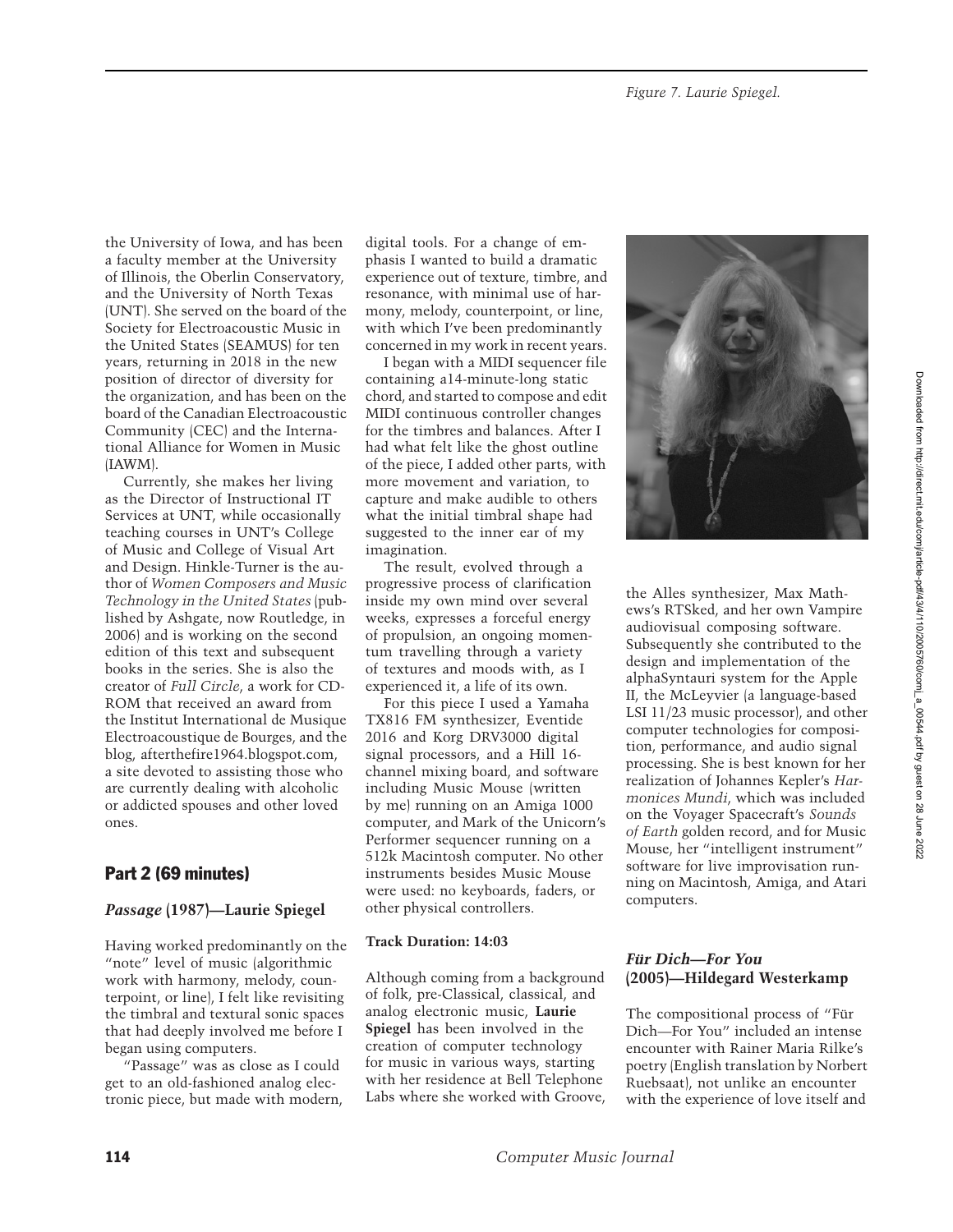the University of Iowa, and has been a faculty member at the University of Illinois, the Oberlin Conservatory, and the University of North Texas (UNT). She served on the board of the Society for Electroacoustic Music in the United States (SEAMUS) for ten years, returning in 2018 in the new position of director of diversity for the organization, and has been on the board of the Canadian Electroacoustic Community (CEC) and the International Alliance for Women in Music (IAWM).

Currently, she makes her living as the Director of Instructional IT Services at UNT, while occasionally teaching courses in UNT's College of Music and College of Visual Art and Design. Hinkle-Turner is the author of *Women Composers and Music Technology in the United States* (published by Ashgate, now Routledge, in 2006) and is working on the second edition of this text and subsequent books in the series. She is also the creator of *Full Circle*, a work for CD-ROM that received an award from the Institut International de Musique Electroacoustique de Bourges, and the blog, afterthefire1964.blogspot.com, a site devoted to assisting those who are currently dealing with alcoholic or addicted spouses and other loved ones.

## Part 2 (69 minutes)

### *Passage* (1987)—Laurie Spiegel

Having worked predominantly on the "note" level of music (algorithmic work with harmony, melody, counterpoint, or line), I felt like revisiting the timbral and textural sonic spaces that had deeply involved me before I began using computers.

"Passage" was as close as I could get to an old-fashioned analog electronic piece, but made with modern, digital tools. For a change of emphasis I wanted to build a dramatic experience out of texture, timbre, and resonance, with minimal use of harmony, melody, counterpoint, or line, with which I've been predominantly concerned in my work in recent years.

I began with a MIDI sequencer file containing a14-minute-long static chord, and started to compose and edit MIDI continuous controller changes for the timbres and balances. After I had what felt like the ghost outline of the piece, I added other parts, with more movement and variation, to capture and make audible to others what the initial timbral shape had suggested to the inner ear of my imagination.

The result, evolved through a progressive process of clarification inside my own mind over several weeks, expresses a forceful energy of propulsion, an ongoing momentum travelling through a variety of textures and moods with, as I experienced it, a life of its own.

For this piece I used a Yamaha TX816 FM synthesizer, Eventide 2016 and Korg DRV3000 digital signal processors, and a Hill 16-channel mixing board, and software including Music Mouse (written by me) running on an Amiga 1000 computer, and Mark of the Unicorn's Performer sequencer running on a 512k Macintosh computer. No other instruments besides Music Mouse were used: no keyboards, faders, or other physical controllers.

**Track Duration: 14:03**

Although coming from a background of folk, pre-Classical, classical, and analog electronic music, **Laurie Spiegel** has been involved in the creation of computer technology for music in various ways, starting with her residence at Bell Telephone Labs where she worked with Groove, the Alles synthesizer, Max Mathews's RTSked, and her own Vampire audiovisual composing software. Subsequently she contributed to the design and implementation of the alphaSyntauri system for the Apple II, the McLeyvier (a language-based LSI 11/23 music processor), and other computer technologies for composition, performance, and audio signal processing. She is best known for her realization of Johannes Kepler's *Harmonices Mundi*, which was included on the Voyager Spacecraft's *Sounds of Earth* golden record, and for Music Mouse, her "intelligent instrument" software for live improvisation running on Macintosh, Amiga, and Atari computers.

Figure 7. Laurie Spiegel.

### *Für Dich—For You* (2005)—Hildegard Westerkamp

The compositional process of "Für Dich—For You" included an intense encounter with Rainer Maria Rilke's poetry (English translation by Norbert Ruebsaat), not unlike an encounter with the experience of love itself and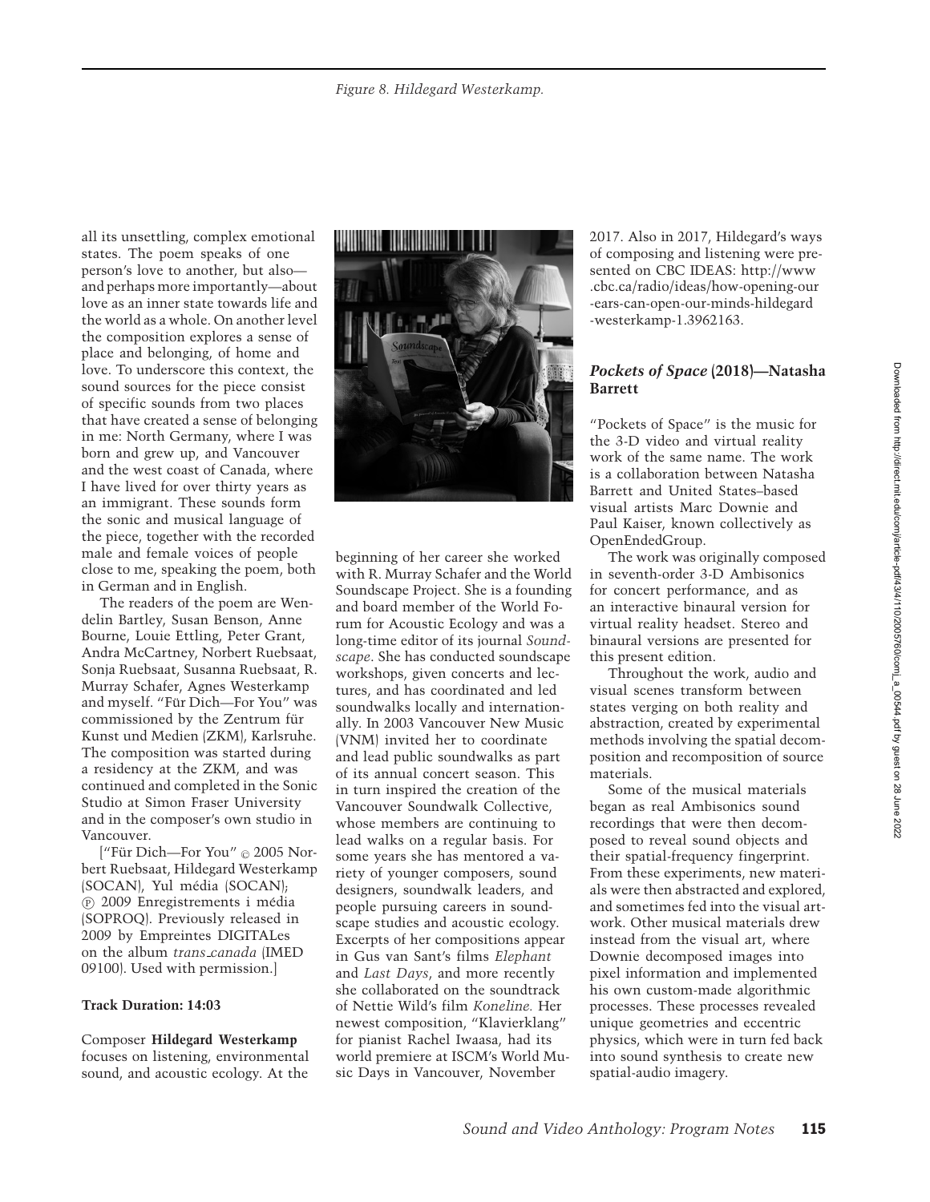Figure 8. Hildegard Westerkamp.

all its unsettling, complex emotional states. The poem speaks of one person's love to another, but also—and perhaps more importantly—about love as an inner state towards life and the world as a whole. On another level the composition explores a sense of place and belonging, of home and love. To underscore this context, the sound sources for the piece consist of specific sounds from two places that have created a sense of belonging in me: North Germany, where I was born and grew up, and Vancouver and the west coast of Canada, where I have lived for over thirty years as an immigrant. These sounds form the sonic and musical language of the piece, together with the recorded male and female voices of people close to me, speaking the poem, both in German and in English.

The readers of the poem are Wendelin Bartley, Susan Benson, Anne Bourne, Louie Ettling, Peter Grant, Andra McCartney, Norbert Ruebsaat, Sonja Ruebsaat, Susanna Ruebsaat, R. Murray Schafer, Agnes Westerkamp and myself. "Für Dich—For You" was commissioned by the Zentrum für Kunst und Medien (ZKM), Karlsruhe. The composition was started during a residency at the ZKM, and was continued and completed in the Sonic Studio at Simon Fraser University and in the composer's own studio in Vancouver.

["Für Dich—For You" © 2005 Norbert Ruebsaat, Hildegard Westerkamp (SOCAN), Yul média (SOCAN); ℗ 2009 Enregistrements i média (SOPROQ). Previously released in 2009 by Empreintes DIGITALes on the album *trans_canada* (IMED 09100). Used with permission.]

**Track Duration: 14:03**

Composer **Hildegard Westerkamp** focuses on listening, environmental sound, and acoustic ecology. At the beginning of her career she worked with R. Murray Schafer and the World Soundscape Project. She is a founding and board member of the World Forum for Acoustic Ecology and was a long-time editor of its journal *Soundscape*. She has conducted soundscape workshops, given concerts and lectures, and has coordinated and led soundwalks locally and internationally. In 2003 Vancouver New Music (VNM) invited her to coordinate and lead public soundwalks as part of its annual concert season. This in turn inspired the creation of the Vancouver Soundwalk Collective, whose members are continuing to lead walks on a regular basis. For some years she has mentored a variety of younger composers, sound designers, soundwalk leaders, and people pursuing careers in soundscape studies and acoustic ecology. Excerpts of her compositions appear in Gus van Sant's films *Elephant* and *Last Days*, and more recently she collaborated on the soundtrack of Nettie Wild's film *Koneline.* Her newest composition, "Klavierklang" for pianist Rachel Iwaasa, had its world premiere at ISCM's World Music Days in Vancouver, November 2017. Also in 2017, Hildegard's ways of composing and listening were presented on CBC IDEAS: http://www.cbc.ca/radio/ideas/how-opening-our-ears-can-open-our-minds-hildegard-westerkamp-1.3962163.

### *Pockets of Space* (2018)—Natasha Barrett

"Pockets of Space" is the music for the 3-D video and virtual reality work of the same name. The work is a collaboration between Natasha Barrett and United States–based visual artists Marc Downie and Paul Kaiser, known collectively as OpenEndedGroup.

The work was originally composed in seventh-order 3-D Ambisonics for concert performance, and as an interactive binaural version for virtual reality headset. Stereo and binaural versions are presented for this present edition.

Throughout the work, audio and visual scenes transform between states verging on both reality and abstraction, created by experimental methods involving the spatial decomposition and recomposition of source materials.

Some of the musical materials began as real Ambisonics sound recordings that were then decomposed to reveal sound objects and their spatial-frequency fingerprint. From these experiments, new materials were then abstracted and explored, and sometimes fed into the visual artwork. Other musical materials drew instead from the visual art, where Downie decomposed images into pixel information and implemented his own custom-made algorithmic processes. These processes revealed unique geometries and eccentric physics, which were in turn fed back into sound synthesis to create new spatial-audio imagery.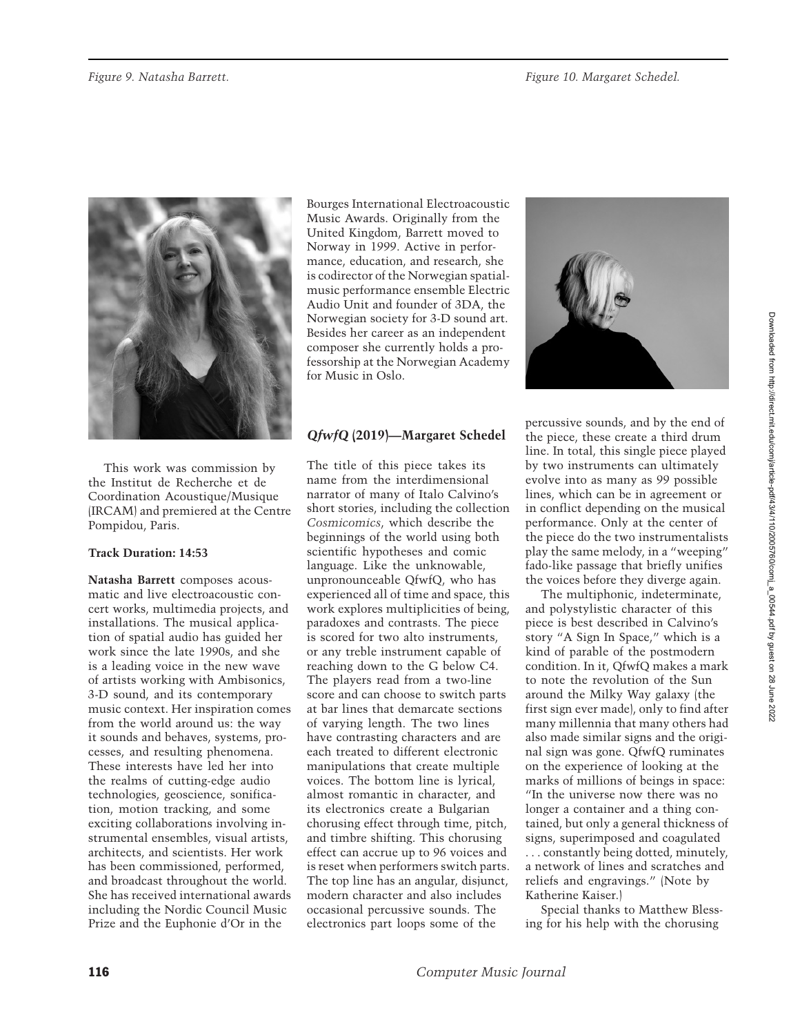Figure 9. Natasha Barrett.

This work was commission by the Institut de Recherche et de Coordination Acoustique/Musique (IRCAM) and premiered at the Centre Pompidou, Paris.

**Track Duration: 14:53**

**Natasha Barrett** composes acousmatic and live electroacoustic concert works, multimedia projects, and installations. The musical application of spatial audio has guided her work since the late 1990s, and she is a leading voice in the new wave of artists working with Ambisonics, 3-D sound, and its contemporary music context. Her inspiration comes from the world around us: the way it sounds and behaves, systems, processes, and resulting phenomena. These interests have led her into the realms of cutting-edge audio technologies, geoscience, sonification, motion tracking, and some exciting collaborations involving instrumental ensembles, visual artists, architects, and scientists. Her work has been commissioned, performed, and broadcast throughout the world. She has received international awards including the Nordic Council Music Prize and the Euphonie d'Or in the Bourges International Electroacoustic Music Awards. Originally from the United Kingdom, Barrett moved to Norway in 1999. Active in performance, education, and research, she is codirector of the Norwegian spatial-music performance ensemble Electric Audio Unit and founder of 3DA, the Norwegian society for 3-D sound art. Besides her career as an independent composer she currently holds a professorship at the Norwegian Academy for Music in Oslo.

## *QfwfQ* (2019)—Margaret Schedel

Figure 10. Margaret Schedel.

The title of this piece takes its name from the interdimensional narrator of many of Italo Calvino's short stories, including the collection *Cosmicomics*, which describe the beginnings of the world using both scientific hypotheses and comic language. Like the unknowable, unpronounceable QfwfQ, who has experienced all of time and space, this work explores multiplicities of being, paradoxes and contrasts. The piece is scored for two alto instruments, or any treble instrument capable of reaching down to the G below C4. The players read from a two-line score and can choose to switch parts at bar lines that demarcate sections of varying length. The two lines have contrasting characters and are each treated to different electronic manipulations that create multiple voices. The bottom line is lyrical, almost romantic in character, and its electronics create a Bulgarian chorusing effect through time, pitch, and timbre shifting. This chorusing effect can accrue up to 96 voices and is reset when performers switch parts. The top line has an angular, disjunct, modern character and also includes occasional percussive sounds. The electronics part loops some of the percussive sounds, and by the end of the piece, these create a third drum line. In total, this single piece played by two instruments can ultimately evolve into as many as 99 possible lines, which can be in agreement or in conflict depending on the musical performance. Only at the center of the piece do the two instrumentalists play the same melody, in a "weeping" fado-like passage that briefly unifies the voices before they diverge again.

The multiphonic, indeterminate, and polystylistic character of this piece is best described in Calvino's story "A Sign In Space," which is a kind of parable of the postmodern condition. In it, QfwfQ makes a mark to note the revolution of the Sun around the Milky Way galaxy (the first sign ever made), only to find after many millennia that many others had also made similar signs and the original sign was gone. QfwfQ ruminates on the experience of looking at the marks of millions of beings in space: "In the universe now there was no longer a container and a thing contained, but only a general thickness of signs, superimposed and coagulated . . . constantly being dotted, minutely, a network of lines and scratches and reliefs and engravings." (Note by Katherine Kaiser.)

Special thanks to Matthew Blessing for his help with the chorusing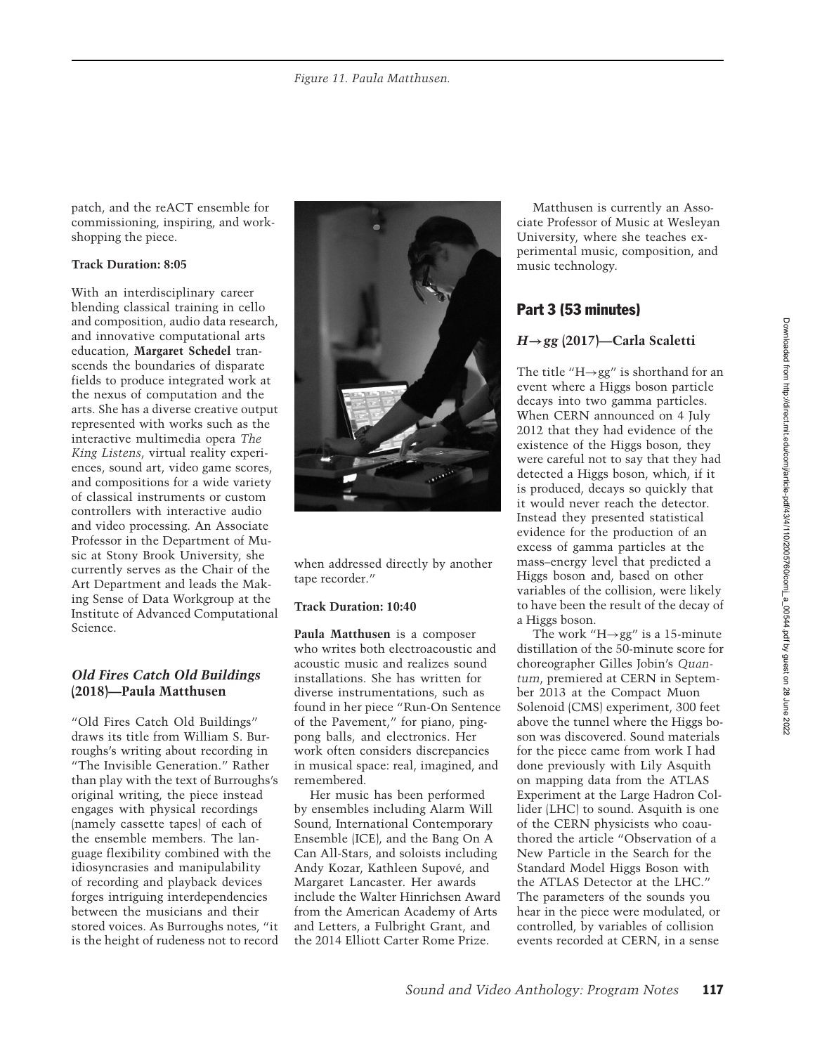patch, and the reACT ensemble for commissioning, inspiring, and workshopping the piece.

**Track Duration: 8:05**

With an interdisciplinary career blending classical training in cello and composition, audio data research, and innovative computational arts education, **Margaret Schedel** transcends the boundaries of disparate fields to produce integrated work at the nexus of computation and the arts. She has a diverse creative output represented with works such as the interactive multimedia opera *The King Listens*, virtual reality experiences, sound art, video game scores, and compositions for a wide variety of classical instruments or custom controllers with interactive audio and video processing. An Associate Professor in the Department of Music at Stony Brook University, she currently serves as the Chair of the Art Department and leads the Making Sense of Data Workgroup at the Institute of Advanced Computational Science.

### *Old Fires Catch Old Buildings* (2018)—Paula Matthusen

"Old Fires Catch Old Buildings" draws its title from William S. Burroughs's writing about recording in "The Invisible Generation." Rather than play with the text of Burroughs's original writing, the piece instead engages with physical recordings (namely cassette tapes) of each of the ensemble members. The language flexibility combined with the idiosyncrasies and manipulability of recording and playback devices forges intriguing interdependencies between the musicians and their stored voices. As Burroughs notes, "it is the height of rudeness not to record when addressed directly by another tape recorder."

*Figure 11. Paula Matthusen.*

**Track Duration: 10:40**

**Paula Matthusen** is a composer who writes both electroacoustic and acoustic music and realizes sound installations. She has written for diverse instrumentations, such as found in her piece "Run-On Sentence of the Pavement," for piano, ping-pong balls, and electronics. Her work often considers discrepancies in musical space: real, imagined, and remembered.

Her music has been performed by ensembles including Alarm Will Sound, International Contemporary Ensemble (ICE), and the Bang On A Can All-Stars, and soloists including Andy Kozar, Kathleen Supové, and Margaret Lancaster. Her awards include the Walter Hinrichsen Award from the American Academy of Arts and Letters, a Fulbright Grant, and the 2014 Elliott Carter Rome Prize.

Matthusen is currently an Associate Professor of Music at Wesleyan University, where she teaches experimental music, composition, and music technology.

## Part 3 (53 minutes)

### *H→gg* (2017)—Carla Scaletti

The title "H→gg" is shorthand for an event where a Higgs boson particle decays into two gamma particles. When CERN announced on 4 July 2012 that they had evidence of the existence of the Higgs boson, they were careful not to say that they had detected a Higgs boson, which, if it is produced, decays so quickly that it would never reach the detector. Instead they presented statistical evidence for the production of an excess of gamma particles at the mass–energy level that predicted a Higgs boson and, based on other variables of the collision, were likely to have been the result of the decay of a Higgs boson.

The work "H→gg" is a 15-minute distillation of the 50-minute score for choreographer Gilles Jobin's *Quantum*, premiered at CERN in September 2013 at the Compact Muon Solenoid (CMS) experiment, 300 feet above the tunnel where the Higgs boson was discovered. Sound materials for the piece came from work I had done previously with Lily Asquith on mapping data from the ATLAS Experiment at the Large Hadron Collider (LHC) to sound. Asquith is one of the CERN physicists who coauthored the article "Observation of a New Particle in the Search for the Standard Model Higgs Boson with the ATLAS Detector at the LHC." The parameters of the sounds you hear in the piece were modulated, or controlled, by variables of collision events recorded at CERN, in a sense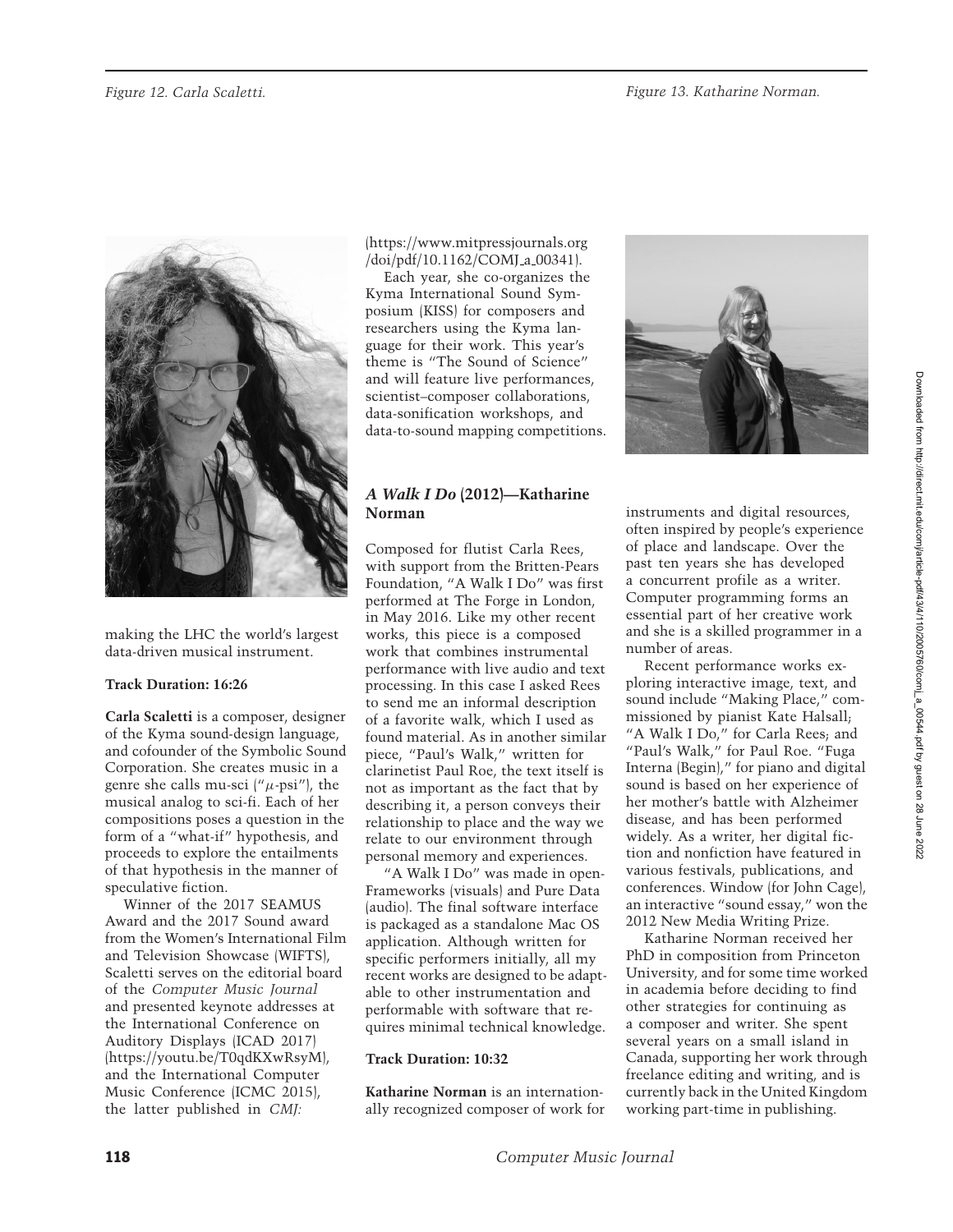Figure 12. Carla Scaletti.

making the LHC the world's largest data-driven musical instrument.

**Track Duration: 16:26**

**Carla Scaletti** is a composer, designer of the Kyma sound-design language, and cofounder of the Symbolic Sound Corporation. She creates music in a genre she calls mu-sci ("$\mu$-psi"), the musical analog to sci-fi. Each of her compositions poses a question in the form of a "what-if" hypothesis, and proceeds to explore the entailments of that hypothesis in the manner of speculative fiction.

Winner of the 2017 SEAMUS Award and the 2017 Sound award from the Women's International Film and Television Showcase (WIFTS), Scaletti serves on the editorial board of the *Computer Music Journal* and presented keynote addresses at the International Conference on Auditory Displays (ICAD 2017) (https://youtu.be/T0qdKXwRsyM), and the International Computer Music Conference (ICMC 2015), the latter published in *CMJ:* (https://www.mitpressjournals.org/doi/pdf/10.1162/COMJ_a_00341).

Each year, she co-organizes the Kyma International Sound Symposium (KISS) for composers and researchers using the Kyma language for their work. This year's theme is "The Sound of Science" and will feature live performances, scientist–composer collaborations, data-sonification workshops, and data-to-sound mapping competitions.

## *A Walk I Do* (2012)—Katharine Norman

Composed for flutist Carla Rees, with support from the Britten-Pears Foundation, "A Walk I Do" was first performed at The Forge in London, in May 2016. Like my other recent works, this piece is a composed work that combines instrumental performance with live audio and text processing. In this case I asked Rees to send me an informal description of a favorite walk, which I used as found material. As in another similar piece, "Paul's Walk," written for clarinetist Paul Roe, the text itself is not as important as the fact that by describing it, a person conveys their relationship to place and the way we relate to our environment through personal memory and experiences.

"A Walk I Do" was made in openFrameworks (visuals) and Pure Data (audio). The final software interface is packaged as a standalone Mac OS application. Although written for specific performers initially, all my recent works are designed to be adaptable to other instrumentation and performable with software that requires minimal technical knowledge.

**Track Duration: 10:32**

Figure 13. Katharine Norman.

**Katharine Norman** is an internationally recognized composer of work for instruments and digital resources, often inspired by people's experience of place and landscape. Over the past ten years she has developed a concurrent profile as a writer. Computer programming forms an essential part of her creative work and she is a skilled programmer in a number of areas.

Recent performance works exploring interactive image, text, and sound include "Making Place," commissioned by pianist Kate Halsall; "A Walk I Do," for Carla Rees; and "Paul's Walk," for Paul Roe. "Fuga Interna (Begin)," for piano and digital sound is based on her experience of her mother's battle with Alzheimer disease, and has been performed widely. As a writer, her digital fiction and nonfiction have featured in various festivals, publications, and conferences. Window (for John Cage), an interactive "sound essay," won the 2012 New Media Writing Prize.

Katharine Norman received her PhD in composition from Princeton University, and for some time worked in academia before deciding to find other strategies for continuing as a composer and writer. She spent several years on a small island in Canada, supporting her work through freelance editing and writing, and is currently back in the United Kingdom working part-time in publishing.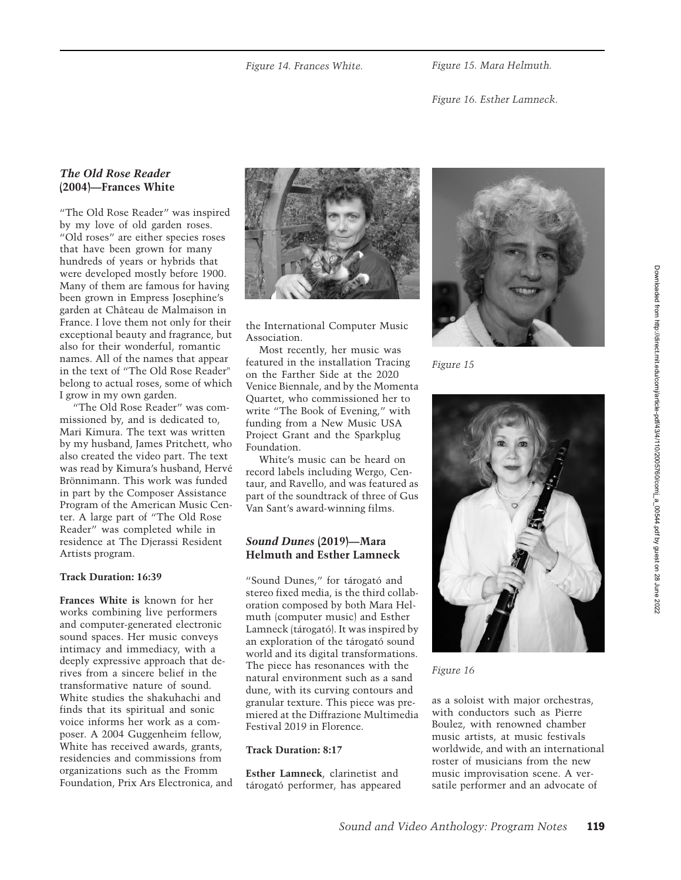Figure 14. Frances White.

Figure 15. Mara Helmuth.

Figure 16. Esther Lamneck.

### *The Old Rose Reader* (2004)—Frances White

"The Old Rose Reader" was inspired by my love of old garden roses. "Old roses" are either species roses that have been grown for many hundreds of years or hybrids that were developed mostly before 1900. Many of them are famous for having been grown in Empress Josephine's garden at Château de Malmaison in France. I love them not only for their exceptional beauty and fragrance, but also for their wonderful, romantic names. All of the names that appear in the text of "The Old Rose Reader" belong to actual roses, some of which I grow in my own garden.

"The Old Rose Reader" was commissioned by, and is dedicated to, Mari Kimura. The text was written by my husband, James Pritchett, who also created the video part. The text was read by Kimura's husband, Hervé Brönnimann. This work was funded in part by the Composer Assistance Program of the American Music Center. A large part of "The Old Rose Reader" was completed while in residence at The Djerassi Resident Artists program.

**Track Duration: 16:39**

**Frances White is** known for her works combining live performers and computer-generated electronic sound spaces. Her music conveys intimacy and immediacy, with a deeply expressive approach that derives from a sincere belief in the transformative nature of sound. White studies the shakuhachi and finds that its spiritual and sonic voice informs her work as a composer. A 2004 Guggenheim fellow, White has received awards, grants, residencies and commissions from organizations such as the Fromm Foundation, Prix Ars Electronica, and the International Computer Music Association.

Most recently, her music was featured in the installation Tracing on the Farther Side at the 2020 Venice Biennale, and by the Momenta Quartet, who commissioned her to write "The Book of Evening," with funding from a New Music USA Project Grant and the Sparkplug Foundation.

White's music can be heard on record labels including Wergo, Centaur, and Ravello, and was featured as part of the soundtrack of three of Gus Van Sant's award-winning films.

### *Sound Dunes* (2019)—Mara Helmuth and Esther Lamneck

"Sound Dunes," for tárogató and stereo fixed media, is the third collaboration composed by both Mara Helmuth (computer music) and Esther Lamneck (tárogató). It was inspired by an exploration of the tárogató sound world and its digital transformations. The piece has resonances with the natural environment such as a sand dune, with its curving contours and granular texture. This piece was premiered at the Diffrazione Multimedia Festival 2019 in Florence.

**Track Duration: 8:17**

**Esther Lamneck**, clarinetist and tárogató performer, has appeared as a soloist with major orchestras, with conductors such as Pierre Boulez, with renowned chamber music artists, at music festivals worldwide, and with an international roster of musicians from the new music improvisation scene. A versatile performer and an advocate of

Figure 15

Figure 16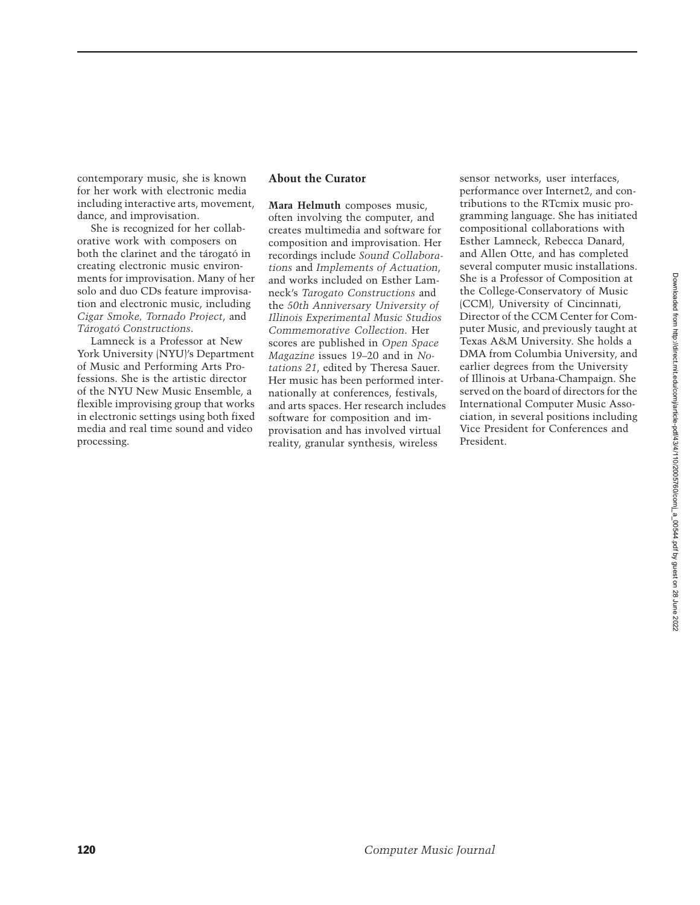contemporary music, she is known for her work with electronic media including interactive arts, movement, dance, and improvisation.

She is recognized for her collaborative work with composers on both the clarinet and the tárogató in creating electronic music environments for improvisation. Many of her solo and duo CDs feature improvisation and electronic music, including *Cigar Smoke, Tornado Project*, and *Tárogató Constructions*.

Lamneck is a Professor at New York University (NYU)'s Department of Music and Performing Arts Professions. She is the artistic director of the NYU New Music Ensemble, a flexible improvising group that works in electronic settings using both fixed media and real time sound and video processing.

## About the Curator

**Mara Helmuth** composes music, often involving the computer, and creates multimedia and software for composition and improvisation. Her recordings include *Sound Collaborations* and *Implements of Actuation*, and works included on Esther Lamneck's *Tarogato Constructions* and the *50th Anniversary University of Illinois Experimental Music Studios Commemorative Collection.* Her scores are published in *Open Space Magazine* issues 19–20 and in *Notations 21*, edited by Theresa Sauer. Her music has been performed internationally at conferences, festivals, and arts spaces. Her research includes software for composition and improvisation and has involved virtual reality, granular synthesis, wireless sensor networks, user interfaces, performance over Internet2, and contributions to the RTcmix music programming language. She has initiated compositional collaborations with Esther Lamneck, Rebecca Danard, and Allen Otte, and has completed several computer music installations. She is a Professor of Composition at the College-Conservatory of Music (CCM), University of Cincinnati, Director of the CCM Center for Computer Music, and previously taught at Texas A&M University. She holds a DMA from Columbia University, and earlier degrees from the University of Illinois at Urbana-Champaign. She served on the board of directors for the International Computer Music Association, in several positions including Vice President for Conferences and President.